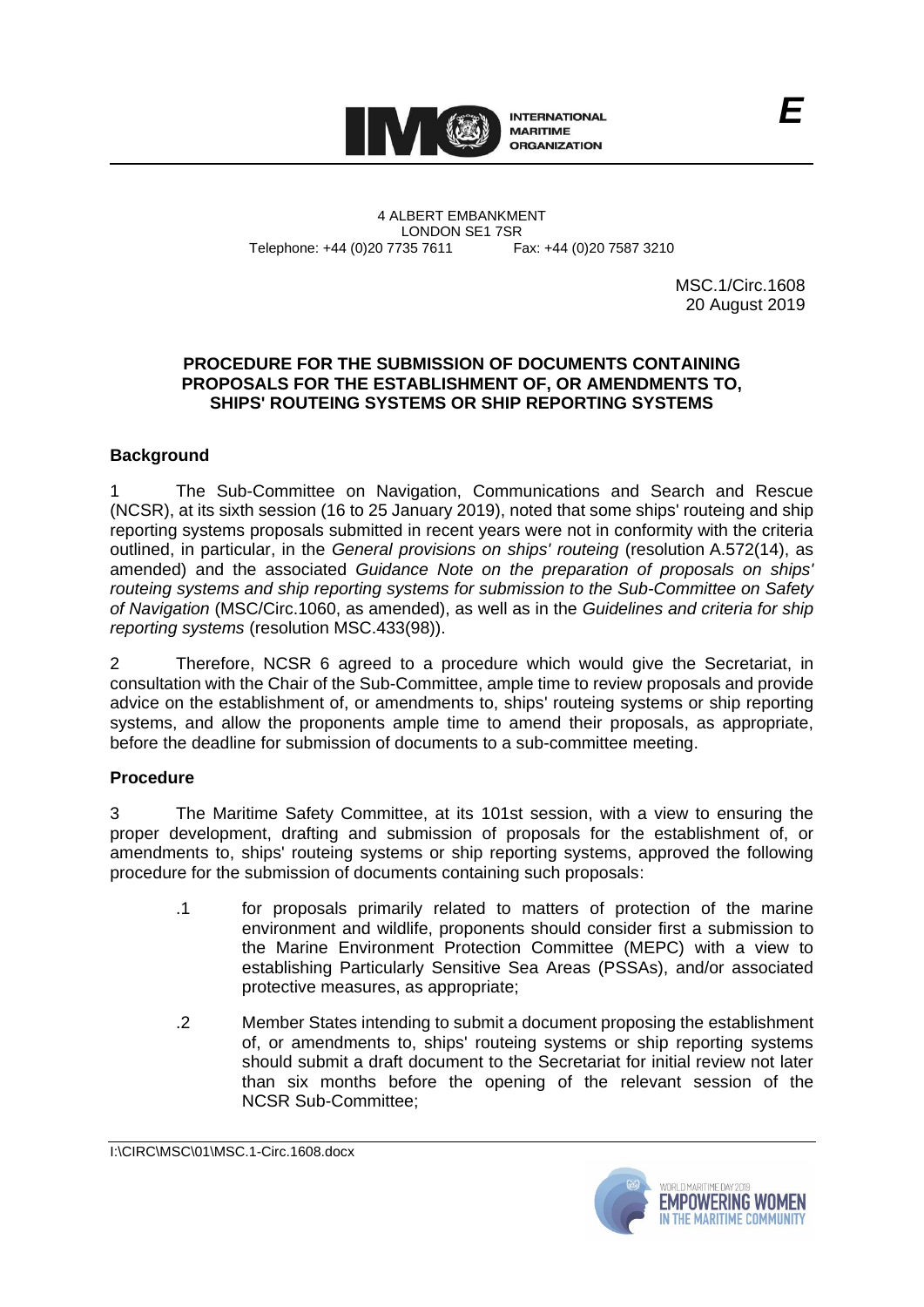E

4 ALBERT EMBANKMENT
LONDON SE1 7SR
Telephone: +44 (0)20 7735 7611 Fax: +44 (0)20 7587 3210

MSC.1/Circ.1608
20 August 2019

**PROCEDURE FOR THE SUBMISSION OF DOCUMENTS CONTAINING PROPOSALS FOR THE ESTABLISHMENT OF, OR AMENDMENTS TO, SHIPS' ROUTEING SYSTEMS OR SHIP REPORTING SYSTEMS**

**Background**

1 The Sub-Committee on Navigation, Communications and Search and Rescue (NCSR), at its sixth session (16 to 25 January 2019), noted that some ships' routeing and ship reporting systems proposals submitted in recent years were not in conformity with the criteria outlined, in particular, in the *General provisions on ships' routeing* (resolution A.572(14), as amended) and the associated *Guidance Note on the preparation of proposals on ships' routeing systems and ship reporting systems for submission to the Sub-Committee on Safety of Navigation* (MSC/Circ.1060, as amended), as well as in the *Guidelines and criteria for ship reporting systems* (resolution MSC.433(98)).

2 Therefore, NCSR 6 agreed to a procedure which would give the Secretariat, in consultation with the Chair of the Sub-Committee, ample time to review proposals and provide advice on the establishment of, or amendments to, ships' routeing systems or ship reporting systems, and allow the proponents ample time to amend their proposals, as appropriate, before the deadline for submission of documents to a sub-committee meeting.

**Procedure**

3 The Maritime Safety Committee, at its 101st session, with a view to ensuring the proper development, drafting and submission of proposals for the establishment of, or amendments to, ships' routeing systems or ship reporting systems, approved the following procedure for the submission of documents containing such proposals:

.1 for proposals primarily related to matters of protection of the marine environment and wildlife, proponents should consider first a submission to the Marine Environment Protection Committee (MEPC) with a view to establishing Particularly Sensitive Sea Areas (PSSAs), and/or associated protective measures, as appropriate;

.2 Member States intending to submit a document proposing the establishment of, or amendments to, ships' routeing systems or ship reporting systems should submit a draft document to the Secretariat for initial review not later than six months before the opening of the relevant session of the NCSR Sub-Committee;

I:\CIRC\MSC\01\MSC.1-Circ.1608.docx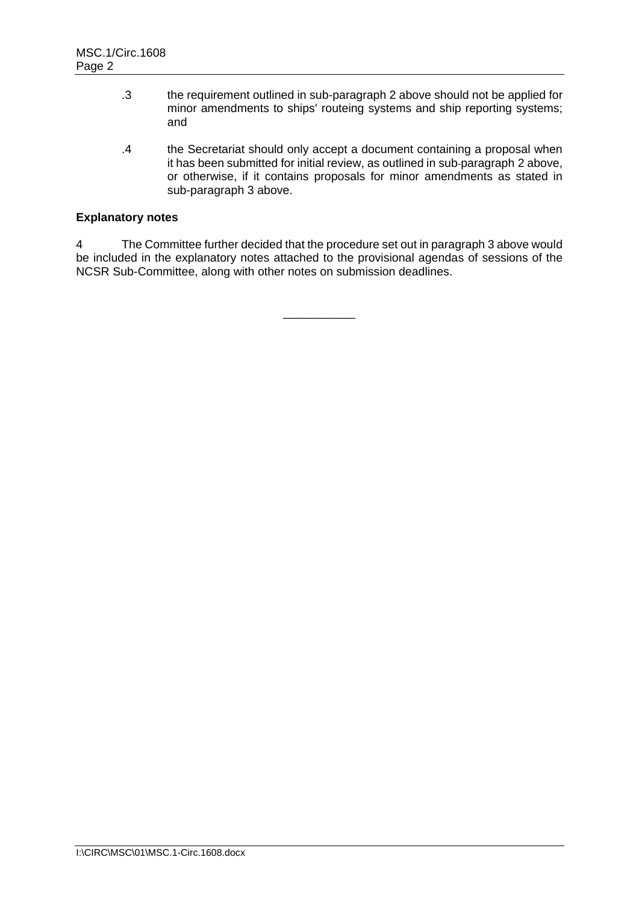.3 the requirement outlined in sub-paragraph 2 above should not be applied for minor amendments to ships' routeing systems and ship reporting systems; and

.4 the Secretariat should only accept a document containing a proposal when it has been submitted for initial review, as outlined in sub-paragraph 2 above, or otherwise, if it contains proposals for minor amendments as stated in sub-paragraph 3 above.

**Explanatory notes**

4 The Committee further decided that the procedure set out in paragraph 3 above would be included in the explanatory notes attached to the provisional agendas of sessions of the NCSR Sub-Committee, along with other notes on submission deadlines.

\_\_\_\_\_\_\_\_\_\_\_